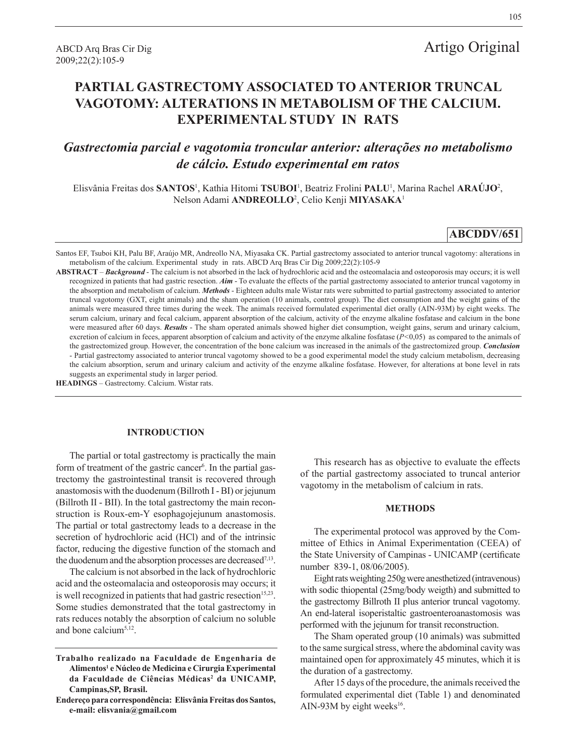Artigo Original

# PARTIAL GASTRECTOMY ASSOCIATED TO ANTERIOR TRUNCAL VAGOTOMY: ALTERATIONS IN METABOLISM OF THE CALCIUM. EXPERIMENTAL STUDY IN RATS

## *Gastrectomia parcial e vagotomia troncular anterior: alterações no metabolismo de cálcio. Estudo experimental em ratos*

Elisvânia Freitas dos **SANTOS**[1], Kathia Hitomi **TSUBOI**[1], Beatriz Frolini **PALU**[1], Marina Rachel **ARAÚJO**[2], Nelson Adami **ANDREOLLO**[2], Celio Kenji **MIYASAKA**[1]

**ABCDDV/651**

Santos EF, Tsuboi KH, Palu BF, Araújo MR, Andreollo NA, Miyasaka CK. Partial gastrectomy associated to anterior truncal vagotomy: alterations in metabolism of the calcium. Experimental study in rats. ABCD Arq Bras Cir Dig 2009;22(2):105-9

**ABSTRACT** – ***Background*** - The calcium is not absorbed in the lack of hydrochloric acid and the osteomalacia and osteoporosis may occurs; it is well recognized in patients that had gastric resection. ***Aim*** - To evaluate the effects of the partial gastrectomy associated to anterior truncal vagotomy in the absorption and metabolism of calcium. ***Methods*** - Eighteen adults male Wistar rats were submitted to partial gastrectomy associated to anterior truncal vagotomy (GXT, eight animals) and the sham operation (10 animals, control group). The diet consumption and the weight gains of the animals were measured three times during the week. The animals received formulated experimental diet orally (AIN-93M) by eight weeks. The serum calcium, urinary and fecal calcium, apparent absorption of the calcium, activity of the enzyme alkaline fosfatase and calcium in the bone were measured after 60 days. ***Results*** - The sham operated animals showed higher diet consumption, weight gains, serum and urinary calcium, excretion of calcium in feces, apparent absorption of calcium and activity of the enzyme alkaline fosfatase ($P<0,05$) as compared to the animals of the gastrectomized group. However, the concentration of the bone calcium was increased in the animals of the gastrectomized group. ***Conclusion*** - Partial gastrectomy associated to anterior truncal vagotomy showed to be a good experimental model the study calcium metabolism, decreasing the calcium absorption, serum and urinary calcium and activity of the enzyme alkaline fosfatase. However, for alterations at bone level in rats suggests an experimental study in larger period.

**HEADINGS** – Gastrectomy. Calcium. Wistar rats.

## INTRODUCTION

The partial or total gastrectomy is practically the main form of treatment of the gastric cancer[6]. In the partial gastrectomy the gastrointestinal transit is recovered through anastomosis with the duodenum (Billroth I - BI) or jejunum (Billroth II - BII). In the total gastrectomy the main reconstruction is Roux-em-Y esophagojejunum anastomosis. The partial or total gastrectomy leads to a decrease in the secretion of hydrochloric acid (HCl) and of the intrinsic factor, reducing the digestive function of the stomach and the duodenum and the absorption processes are decreased[7,13].

The calcium is not absorbed in the lack of hydrochloric acid and the osteomalacia and osteoporosis may occurs; it is well recognized in patients that had gastric resection[15,23]. Some studies demonstrated that the total gastrectomy in rats reduces notably the absorption of calcium no soluble and bone calcium[5,12].

**Trabalho realizado na Faculdade de Engenharia de Alimentos[1] e Núcleo de Medicina e Cirurgia Experimental da Faculdade de Ciências Médicas[2] da UNICAMP, Campinas,SP, Brasil.**

**Endereço para correspondência: Elisvânia Freitas dos Santos, e-mail: elisvania@gmail.com**

This research has as objective to evaluate the effects of the partial gastrectomy associated to truncal anterior vagotomy in the metabolism of calcium in rats.

## METHODS

The experimental protocol was approved by the Committee of Ethics in Animal Experimentation (CEEA) of the State University of Campinas - UNICAMP (certificate number 839-1, 08/06/2005).

Eight rats weighting 250g were anesthetized (intravenous) with sodic thiopental (25mg/body weigth) and submitted to the gastrectomy Billroth II plus anterior truncal vagotomy. An end-lateral isoperistaltic gastroenteroanastomosis was performed with the jejunum for transit reconstruction.

The Sham operated group (10 animals) was submitted to the same surgical stress, where the abdominal cavity was maintained open for approximately 45 minutes, which it is the duration of a gastrectomy.

After 15 days of the procedure, the animals received the formulated experimental diet (Table 1) and denominated AIN-93M by eight weeks[16].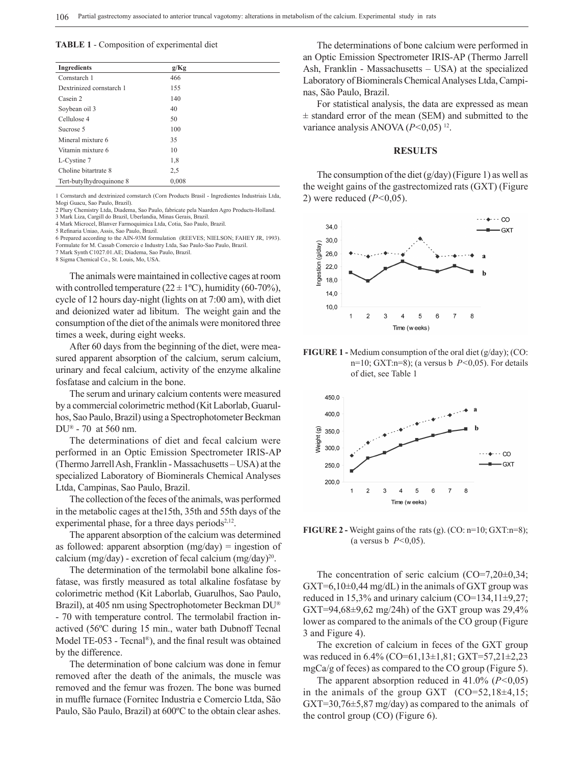**TABLE 1** - Composition of experimental diet

| Ingredients | g/Kg |
|---|---|
| Cornstarch 1 | 466 |
| Dextrinized cornstarch 1 | 155 |
| Casein 2 | 140 |
| Soybean oil 3 | 40 |
| Cellulose 4 | 50 |
| Sucrose 5 | 100 |
| Mineral mixture 6 | 35 |
| Vitamin mixture 6 | 10 |
| L-Cystine 7 | 1,8 |
| Choline bitartrate 8 | 2,5 |
| Tert-butylhydroquinone 8 | 0,008 |

1 Cornstarch and dextrinized cornstarch (Corn Products Brasil - Ingredientes Industriais Ltda, Mogi Guacu, Sao Paulo, Brazil).
2 Plury Chemistry Ltda, Diadema, Sao Paulo, fabricate pela Naarden Agro Products-Holland.
3 Mark Liza, Cargill do Brazil, Uberlandia, Minas Gerais, Brazil.
4 Mark Microcel, Blanver Farmoquimica Ltda, Cotia, Sao Paulo, Brazil.
5 Refinaria Uniao, Assis, Sao Paulo, Brazil.
6 Prepared according to the AIN-93M formulation (REEVES; NIELSON; FAHEY JR, 1993). Formulate for M. Cassab Comercio e Industry Ltda, Sao Paulo-Sao Paulo, Brazil.
7 Mark Synth C1027.01.AE; Diadema, Sao Paulo, Brazil.
8 Sigma Chemical Co., St. Louis, Mo, USA.

The animals were maintained in collective cages at room with controlled temperature (22 ± 1ºC), humidity (60-70%), cycle of 12 hours day-night (lights on at 7:00 am), with diet and deionized water ad libitum. The weight gain and the consumption of the diet of the animals were monitored three times a week, during eight weeks.

After 60 days from the beginning of the diet, were measured apparent absorption of the calcium, serum calcium, urinary and fecal calcium, activity of the enzyme alkaline fosfatase and calcium in the bone.

The serum and urinary calcium contents were measured by a commercial colorimetric method (Kit Laborlab, Guarulhos, Sao Paulo, Brazil) using a Spectrophotometer Beckman DU® - 70 at 560 nm.

The determinations of diet and fecal calcium were performed in an Optic Emission Spectrometer IRIS-AP (Thermo Jarrell Ash, Franklin - Massachusetts – USA) at the specialized Laboratory of Biominerals Chemical Analyses Ltda, Campinas, Sao Paulo, Brazil.

The collection of the feces of the animals, was performed in the metabolic cages at the15th, 35th and 55th days of the experimental phase, for a three days periods[2,12].

The apparent absorption of the calcium was determined as followed: apparent absorption (mg/day) = ingestion of calcium (mg/day) - excretion of fecal calcium (mg/day)[20].

The determination of the termolabil bone alkaline fosfatase, was firstly measured as total alkaline fosfatase by colorimetric method (Kit Laborlab, Guarulhos, Sao Paulo, Brazil), at 405 nm using Spectrophotometer Beckman DU® - 70 with temperature control. The termolabil fraction inactived (56ºC during 15 min., water bath Dubnoff Tecnal Model TE-053 - Tecnal®), and the final result was obtained by the difference.

The determination of bone calcium was done in femur removed after the death of the animals, the muscle was removed and the femur was frozen. The bone was burned in muffle furnace (Fornitec Industria e Comercio Ltda, São Paulo, São Paulo, Brazil) at 600ºC to the obtain clear ashes.

The determinations of bone calcium were performed in an Optic Emission Spectrometer IRIS-AP (Thermo Jarrell Ash, Franklin - Massachusetts – USA) at the specialized Laboratory of Biominerals Chemical Analyses Ltda, Campinas, São Paulo, Brazil.

For statistical analysis, the data are expressed as mean ± standard error of the mean (SEM) and submitted to the variance analysis ANOVA ($P$<0,05)[12].

## RESULTS

The consumption of the diet (g/day) (Figure 1) as well as the weight gains of the gastrectomized rats (GXT) (Figure 2) were reduced ($P$<0,05).

**FIGURE 1 -** Medium consumption of the oral diet (g/day); (CO: n=10; GXT:n=8); (a versus b $P$<0,05). For details of diet, see Table 1

**FIGURE 2 -** Weight gains of the rats (g). (CO: n=10; GXT:n=8); (a versus b $P$<0,05).

The concentration of seric calcium (CO=7,20±0,34; GXT=6,10±0,44 mg/dL) in the animals of GXT group was reduced in 15,3% and urinary calcium (CO=134,11±9,27; GXT=94,68±9,62 mg/24h) of the GXT group was 29,4% lower as compared to the animals of the CO group (Figure 3 and Figure 4).

The excretion of calcium in feces of the GXT group was reduced in 6.4% (CO=61,13±1,81; GXT=57,21±2,23 mgCa/g of feces) as compared to the CO group (Figure 5).

The apparent absorption reduced in 41.0% ($P$<0,05) in the animals of the group GXT (CO=52,18±4,15; GXT=30,76±5,87 mg/day) as compared to the animals of the control group (CO) (Figure 6).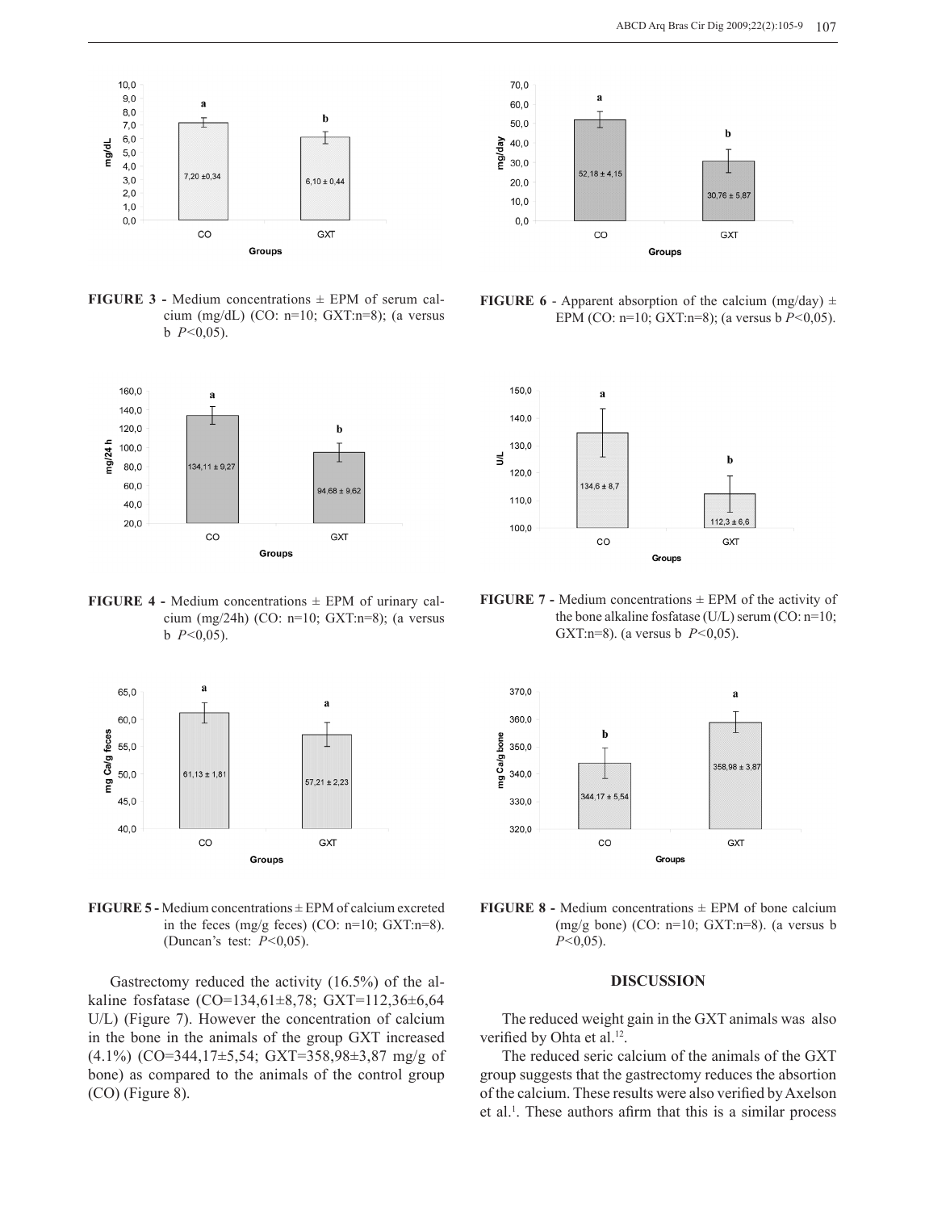**FIGURE 3 -** Medium concentrations ± EPM of serum calcium (mg/dL) (CO: n=10; GXT:n=8); (a versus b *P*<0,05).

**FIGURE 4 -** Medium concentrations ± EPM of urinary calcium (mg/24h) (CO: n=10; GXT:n=8); (a versus b *P*<0,05).

**FIGURE 5 -** Medium concentrations ± EPM of calcium excreted in the feces (mg/g feces) (CO: n=10; GXT:n=8). (Duncan's test: *P*<0,05).

Gastrectomy reduced the activity (16.5%) of the alkaline fosfatase (CO=134,61±8,78; GXT=112,36±6,64 U/L) (Figure 7). However the concentration of calcium in the bone in the animals of the group GXT increased (4.1%) (CO=344,17±5,54; GXT=358,98±3,87 mg/g of bone) as compared to the animals of the control group (CO) (Figure 8).

**FIGURE 6** - Apparent absorption of the calcium (mg/day) ± EPM (CO: n=10; GXT:n=8); (a versus b *P*<0,05).

**FIGURE 7 -** Medium concentrations ± EPM of the activity of the bone alkaline fosfatase (U/L) serum (CO: n=10; GXT:n=8). (a versus b *P*<0,05).

**FIGURE 8 -** Medium concentrations ± EPM of bone calcium (mg/g bone) (CO: n=10; GXT:n=8). (a versus b *P*<0,05).

## DISCUSSION

The reduced weight gain in the GXT animals was also verified by Ohta et al.[12].

The reduced seric calcium of the animals of the GXT group suggests that the gastrectomy reduces the absortion of the calcium. These results were also verified by Axelson et al.[1]. These authors afirm that this is a similar process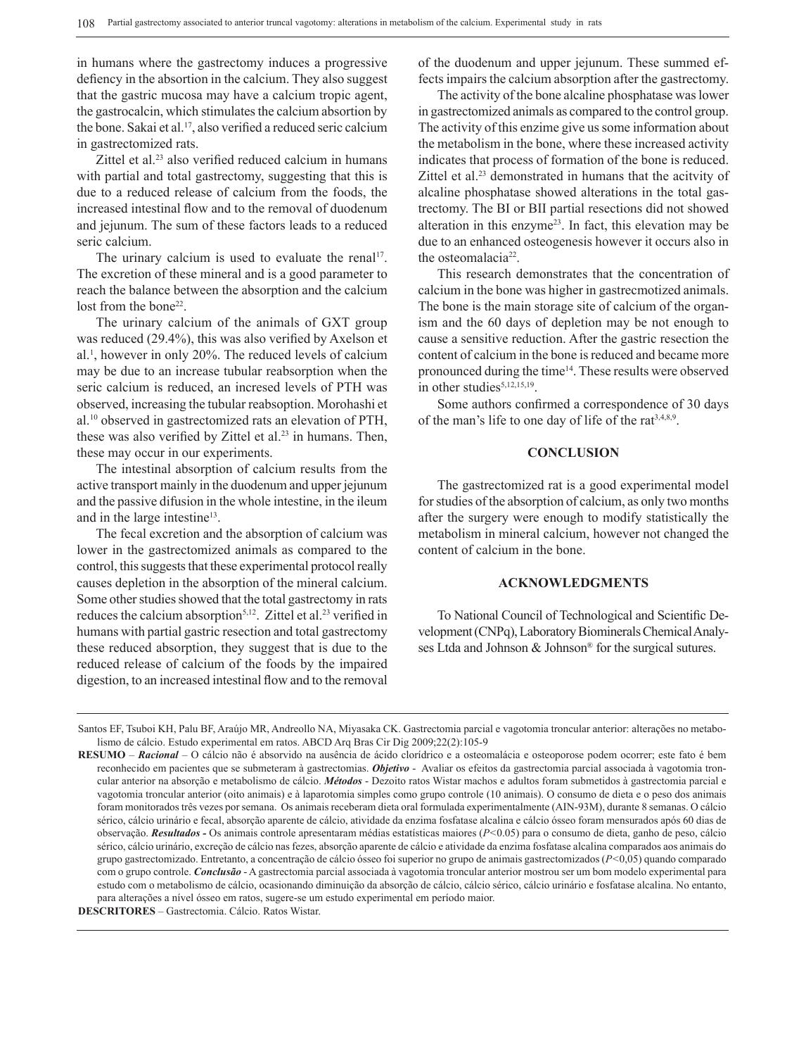in humans where the gastrectomy induces a progressive defiency in the absorption in the calcium. They also suggest that the gastric mucosa may have a calcium tropic agent, the gastrocalcin, which stimulates the calcium absortion by the bone. Sakai et al.[17], also verified a reduced seric calcium in gastrectomized rats.

Zittel et al.[23] also verified reduced calcium in humans with partial and total gastrectomy, suggesting that this is due to a reduced release of calcium from the foods, the increased intestinal flow and to the removal of duodenum and jejunum. The sum of these factors leads to a reduced seric calcium.

The urinary calcium is used to evaluate the renal[17]. The excretion of these mineral and is a good parameter to reach the balance between the absorption and the calcium lost from the bone[22].

The urinary calcium of the animals of GXT group was reduced (29.4%), this was also verified by Axelson et al.[1], however in only 20%. The reduced levels of calcium may be due to an increase tubular reabsorption when the seric calcium is reduced, an incresed levels of PTH was observed, increasing the tubular reabsoption. Morohashi et al.[10] observed in gastrectomized rats an elevation of PTH, these was also verified by Zittel et al.[23] in humans. Then, these may occur in our experiments.

The intestinal absorption of calcium results from the active transport mainly in the duodenum and upper jejunum and the passive difusion in the whole intestine, in the ileum and in the large intestine[13].

The fecal excretion and the absorption of calcium was lower in the gastrectomized animals as compared to the control, this suggests that these experimental protocol really causes depletion in the absorption of the mineral calcium. Some other studies showed that the total gastrectomy in rats reduces the calcium absorption[5,12]. Zittel et al.[23] verified in humans with partial gastric resection and total gastrectomy these reduced absorption, they suggest that is due to the reduced release of calcium of the foods by the impaired digestion, to an increased intestinal flow and to the removal of the duodenum and upper jejunum. These summed effects impairs the calcium absorption after the gastrectomy.

The activity of the bone alcaline phosphatase was lower in gastrectomized animals as compared to the control group. The activity of this enzime give us some information about the metabolism in the bone, where these increased activity indicates that process of formation of the bone is reduced. Zittel et al.[23] demonstrated in humans that the acitvity of alcaline phosphatase showed alterations in the total gastrectomy. The BI or BII partial resections did not showed alteration in this enzyme[23]. In fact, this elevation may be due to an enhanced osteogenesis however it occurs also in the osteomalacia[22].

This research demonstrates that the concentration of calcium in the bone was higher in gastrecmotized animals. The bone is the main storage site of calcium of the organism and the 60 days of depletion may be not enough to cause a sensitive reduction. After the gastric resection the content of calcium in the bone is reduced and became more pronounced during the time[14]. These results were observed in other studies[5,12,15,19].

Some authors confirmed a correspondence of 30 days of the man's life to one day of life of the rat[3,4,8,9].

## CONCLUSION

The gastrectomized rat is a good experimental model for studies of the absorption of calcium, as only two months after the surgery were enough to modify statistically the metabolism in mineral calcium, however not changed the content of calcium in the bone.

## ACKNOWLEDGMENTS

To National Council of Technological and Scientific Development (CNPq), Laboratory Biominerals Chemical Analyses Ltda and Johnson & Johnson® for the surgical sutures.

---

Santos EF, Tsuboi KH, Palu BF, Araújo MR, Andreollo NA, Miyasaka CK. Gastrectomia parcial e vagotomia troncular anterior: alterações no metabolismo de cálcio. Estudo experimental em ratos. ABCD Arq Bras Cir Dig 2009;22(2):105-9

**RESUMO** – ***Racional*** – O cálcio não é absorvido na ausência de ácido clorídrico e a osteomalácia e osteoporose podem ocorrer; este fato é bem reconhecido em pacientes que se submeteram à gastrectomias. ***Objetivo*** - Avaliar os efeitos da gastrectomia parcial associada à vagotomia troncular anterior na absorção e metabolismo de cálcio. ***Métodos*** - Dezoito ratos Wistar machos e adultos foram submetidos à gastrectomia parcial e vagotomia troncular anterior (oito animais) e à laparotomia simples como grupo controle (10 animais). O consumo de dieta e o peso dos animais foram monitorados três vezes por semana. Os animais receberam dieta oral formulada experimentalmente (AIN-93M), durante 8 semanas. O cálcio sérico, cálcio urinário e fecal, absorção aparente de cálcio, atividade da enzima fosfatase alcalina e cálcio ósseo foram mensurados após 60 dias de observação. ***Resultados*** - Os animais controle apresentaram médias estatísticas maiores ($P<0.05$) para o consumo de dieta, ganho de peso, cálcio sérico, cálcio urinário, excreção de cálcio nas fezes, absorção aparente de cálcio e atividade da enzima fosfatase alcalina comparados aos animais do grupo gastrectomizado. Entretanto, a concentração de cálcio ósseo foi superior no grupo de animais gastrectomizados ($P<0,05$) quando comparado com o grupo controle. ***Conclusão*** - A gastrectomia parcial associada à vagotomia troncular anterior mostrou ser um bom modelo experimental para estudo com o metabolismo de cálcio, ocasionando diminuição da absorção de cálcio, cálcio sérico, cálcio urinário e fosfatase alcalina. No entanto, para alterações a nível ósseo em ratos, sugere-se um estudo experimental em período maior.

**DESCRITORES** – Gastrectomia. Cálcio. Ratos Wistar.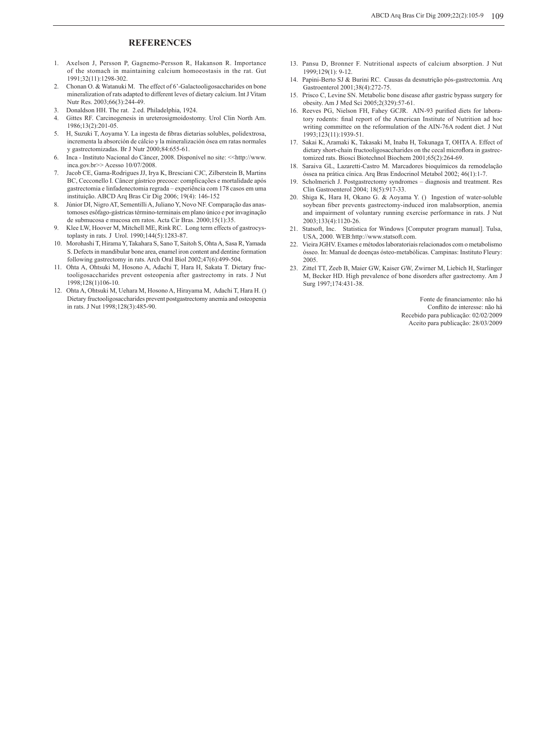## REFERENCES

1. Axelson J, Persson P, Gagnemo-Persson R, Hakanson R. Importance of the stomach in maintaining calcium homoeostasis in the rat. Gut 1991;32(11):1298-302.
2. Chonan O. & Watanuki M. The effect of 6'-Galactooligosaccharides on bone mineralization of rats adapted to different leves of dietary calcium. Int J Vitam Nutr Res. 2003;66(3):244-49.
3. Donaldson HH. The rat. 2.ed. Philadelphia, 1924.
4. Gittes RF. Carcinogenesis in ureterosigmoidostomy. Urol Clin North Am. 1986;13(2):201-05.
5. H, Suzuki T, Aoyama Y. La ingesta de fibras dietarias solubles, polidextrosa, incrementa la absorción de cálcio y la mineralización ósea em ratas normales y gastrectomizadas. Br J Nutr 2000;84:655-61.
6. Inca - Instituto Nacional do Câncer, 2008. Disponível no site: <<http://www.inca.gov.br>> Acesso 10/07/2008.
7. Jacob CE, Gama-Rodrigues JJ, Irya K, Bresciani CJC, Zilberstein B, Martins BC, Cecconello I. Câncer gástrico precoce: complicações e mortalidade após gastrectomia e linfadenectomia regrada – experiência com 178 casos em uma instituição. ABCD Arq Bras Cir Dig 2006; 19(4): 146-152
8. Júnior DI, Nigro AT, Sementilli A, Juliano Y, Novo NF. Comparação das anastomoses esôfago-gástricas término-terminais em plano único e por invaginação de submucosa e mucosa em ratos. Acta Cir Bras. 2000;15(1):35.
9. Klee LW, Hoover M, Mitchell ME, Rink RC. Long term effects of gastrocystoplasty in rats. J Urol. 1990;144(5):1283-87.
10. Morohashi T, Hirama Y, Takahara S, Sano T, Saitoh S, Ohta A, Sasa R, Yamada S. Defects in mandibular bone area, enamel iron content and dentine formation following gastrectomy in rats. Arch Oral Biol 2002;47(6):499-504.
11. Ohta A, Ohtsuki M, Hosono A, Adachi T, Hara H, Sakata T. Dietary fructooligosaccharides prevent osteopenia after gastrectomy in rats. J Nut 1998;128(1)106-10.
12. Ohta A, Ohtsuki M, Uehara M, Hosono A, Hirayama M, Adachi T, Hara H. () Dietary fructooligosaccharides prevent postgastrectomy anemia and osteopenia in rats. J Nut 1998;128(3):485-90.
13. Pansu D, Bronner F. Nutritional aspects of calcium absorption. J Nut 1999;129(1): 9-12.
14. Papini-Berto SJ & Burini RC. Causas da desnutrição pós-gastrectomia. Arq Gastroenterol 2001;38(4):272-75.
15. Prisco C, Levine SN. Metabolic bone disease after gastric bypass surgery for obesity. Am J Med Sci 2005;2(329):57-61.
16. Reeves PG, Nielson FH, Fahey GCJR. AIN-93 purified diets for laboratory rodents: final report of the American Institute of Nutrition ad hoc writing committee on the reformulation of the AIN-76A rodent diet. J Nut 1993;123(11):1939-51.
17. Sakai K, Aramaki K, Takasaki M, Inaba H, Tokunaga T, OHTA A. Effect of dietary short-chain fructooligosaccharides on the cecal microflora in gastrectomized rats. Biosci Biotechnol Biochem 2001;65(2):264-69.
18. Saraiva GL, Lazaretti-Castro M. Marcadores bioquímicos da remodelação óssea na prática cínica. Arq Bras Endocrinol Metabol 2002; 46(1):1-7.
19. Scholmerich J. Postgastrectomy syndromes – diagnosis and treatment. Res Clin Gastroenterol 2004; 18(5):917-33.
20. Shiga K, Hara H, Okano G. & Aoyama Y. () Ingestion of water-soluble soybean fiber prevents gastrectomy-induced iron malabsorption, anemia and impairment of voluntary running exercise performance in rats. J Nut 2003;133(4):1120-26.
21. Statsoft, Inc. Statistica for Windows [Computer program manual]. Tulsa, USA, 2000. WEB:http://www.statsoft.com.
22. Vieira JGHV. Exames e métodos laboratoriais relacionados com o metabolismo ósseo. In: Manual de doenças ósteo-metabólicas. Campinas: Instituto Fleury: 2005.
23. Zittel TT, Zeeb B, Maier GW, Kaiser GW, Zwirner M, Liebich H, Starlinger M, Becker HD. High prevalence of bone disorders after gastrectomy. Am J Surg 1997;174:431-38.

Fonte de financiamento: não há
Conflito de interesse: não há
Recebido para publicação: 02/02/2009
Aceito para publicação: 28/03/2009